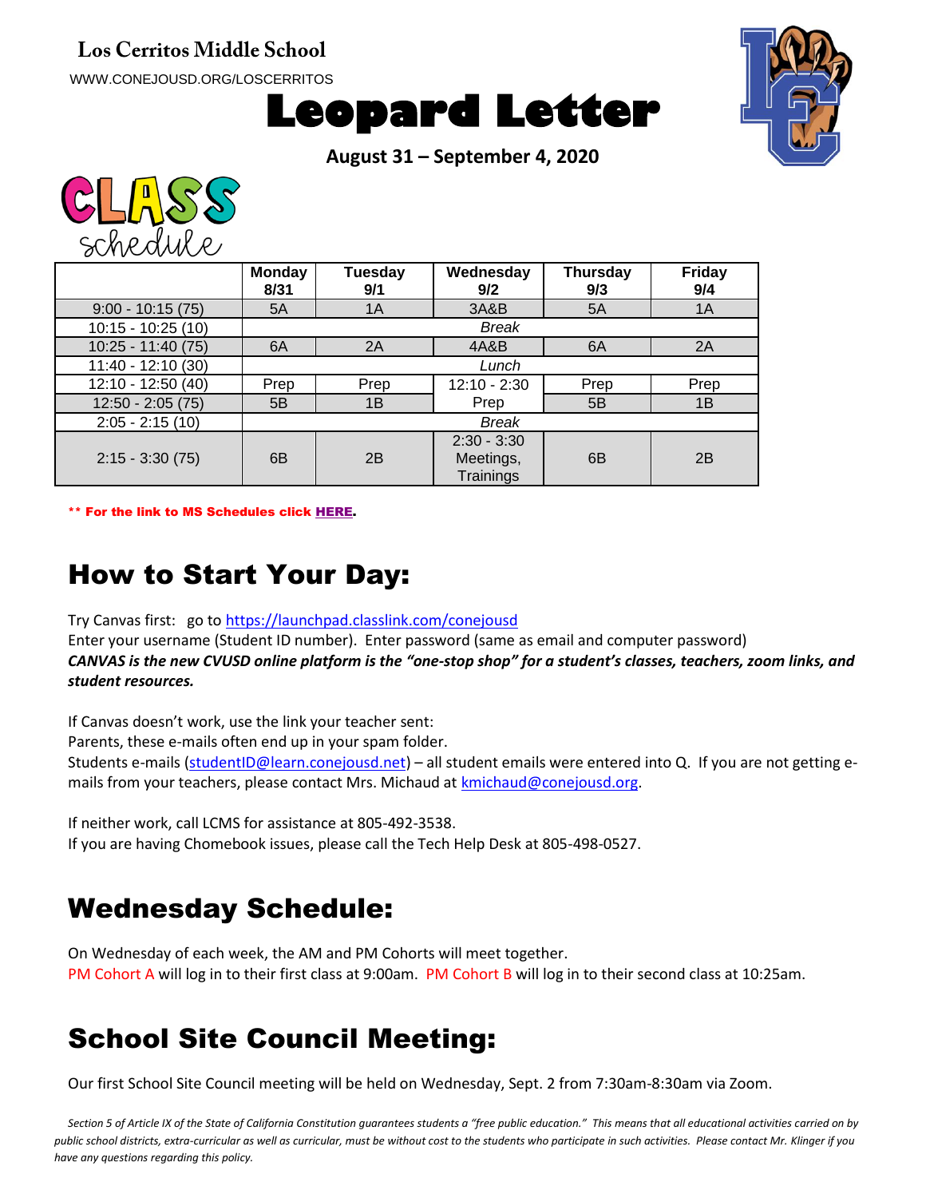**Los Cerritos Middle School**

WWW.CONEJOUSD.ORG/LOSCERRITOS

# Leopard Letter

**August 31 – September 4, 2020**

## CLASS schedule

| | Monday 8/31 | Tuesday 9/1 | Wednesday 9/2 | Thursday 9/3 | Friday 9/4 |
|---|---|---|---|---|---|
| 9:00 - 10:15 (75) | 5A | 1A | 3A&B | 5A | 1A |
| 10:15 - 10:25 (10) | *Break* | | | | |
| 10:25 - 11:40 (75) | 6A | 2A | 4A&B | 6A | 2A |
| 11:40 - 12:10 (30) | *Lunch* | | | | |
| 12:10 - 12:50 (40) | Prep | Prep | 12:10 - 2:30 Prep | Prep | Prep |
| 12:50 - 2:05 (75) | 5B | 1B | | 5B | 1B |
| 2:05 - 2:15 (10) | *Break* | | | | |
| 2:15 - 3:30 (75) | 6B | 2B | 2:30 - 3:30 Meetings, Trainings | 6B | 2B |

**\*\* For the link to MS Schedules click HERE.**

# How to Start Your Day:

Try Canvas first: go to https://launchpad.classlink.com/conejousd
Enter your username (Student ID number). Enter password (same as email and computer password)
***CANVAS is the new CVUSD online platform is the "one-stop shop" for a student's classes, teachers, zoom links, and student resources.***

If Canvas doesn't work, use the link your teacher sent:
Parents, these e-mails often end up in your spam folder.
Students e-mails (studentID@learn.conejousd.net) – all student emails were entered into Q. If you are not getting e-mails from your teachers, please contact Mrs. Michaud at kmichaud@conejousd.org.

If neither work, call LCMS for assistance at 805-492-3538.
If you are having Chomebook issues, please call the Tech Help Desk at 805-498-0527.

# Wednesday Schedule:

On Wednesday of each week, the AM and PM Cohorts will meet together.
PM Cohort A will log in to their first class at 9:00am. PM Cohort B will log in to their second class at 10:25am.

# School Site Council Meeting:

Our first School Site Council meeting will be held on Wednesday, Sept. 2 from 7:30am-8:30am via Zoom.

*Section 5 of Article IX of the State of California Constitution guarantees students a "free public education." This means that all educational activities carried on by public school districts, extra-curricular as well as curricular, must be without cost to the students who participate in such activities. Please contact Mr. Klinger if you have any questions regarding this policy.*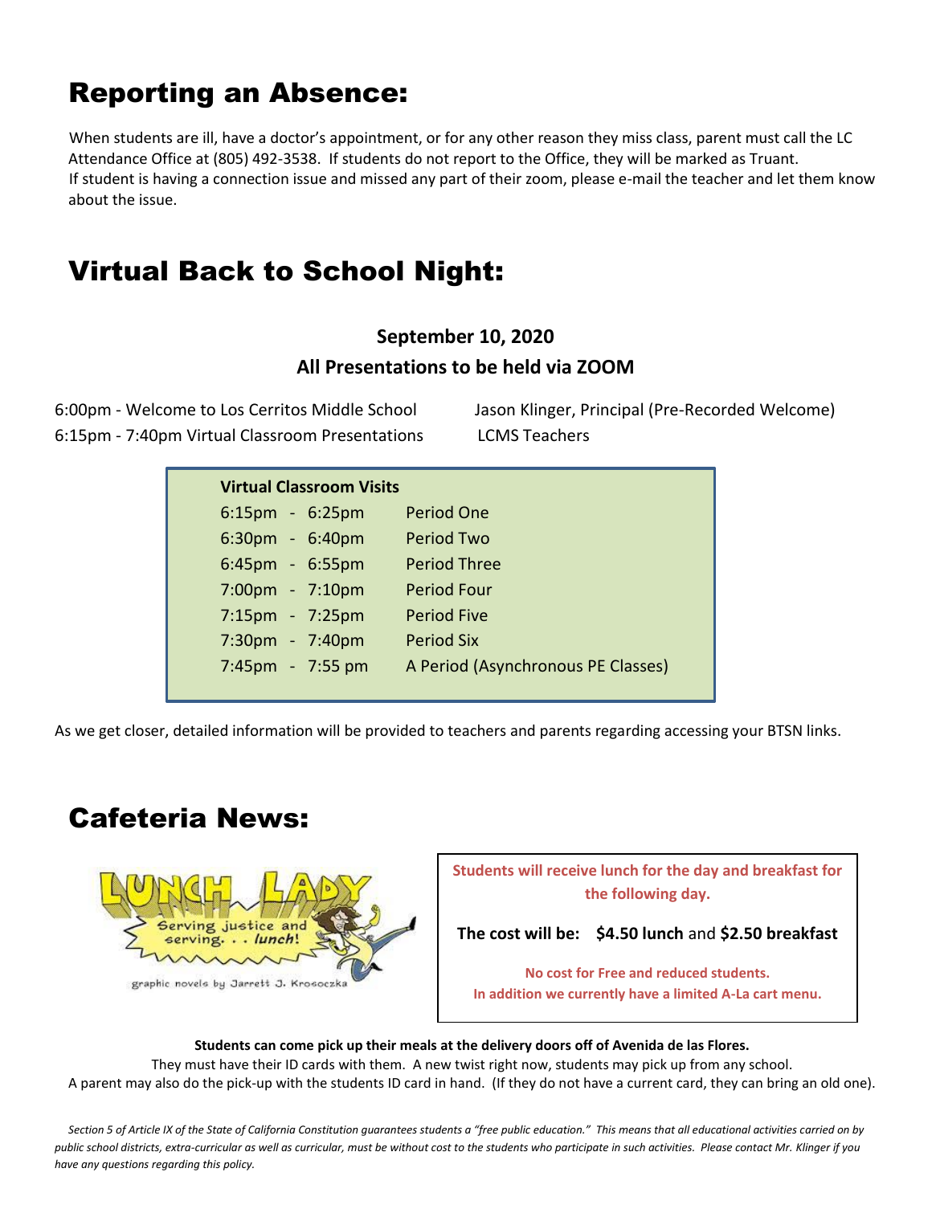# Reporting an Absence:

When students are ill, have a doctor's appointment, or for any other reason they miss class, parent must call the LC Attendance Office at (805) 492-3538. If students do not report to the Office, they will be marked as Truant.
If student is having a connection issue and missed any part of their zoom, please e-mail the teacher and let them know about the issue.

# Virtual Back to School Night:

**September 10, 2020**

**All Presentations to be held via ZOOM**

6:00pm - Welcome to Los Cerritos Middle School — Jason Klinger, Principal (Pre-Recorded Welcome)
6:15pm - 7:40pm Virtual Classroom Presentations — LCMS Teachers

| **Virtual Classroom Visits** | |
|---|---|
| 6:15pm - 6:25pm | Period One |
| 6:30pm - 6:40pm | Period Two |
| 6:45pm - 6:55pm | Period Three |
| 7:00pm - 7:10pm | Period Four |
| 7:15pm - 7:25pm | Period Five |
| 7:30pm - 7:40pm | Period Six |
| 7:45pm - 7:55 pm | A Period (Asynchronous PE Classes) |

As we get closer, detailed information will be provided to teachers and parents regarding accessing your BTSN links.

# Cafeteria News:

**Students will receive lunch for the day and breakfast for the following day.**

**The cost will be: $4.50 lunch** and **$2.50 breakfast**

**No cost for Free and reduced students.**
**In addition we currently have a limited A-La cart menu.**

**Students can come pick up their meals at the delivery doors off of Avenida de las Flores.**
They must have their ID cards with them. A new twist right now, students may pick up from any school.
A parent may also do the pick-up with the students ID card in hand. (If they do not have a current card, they can bring an old one).

*Section 5 of Article IX of the State of California Constitution guarantees students a "free public education." This means that all educational activities carried on by public school districts, extra-curricular as well as curricular, must be without cost to the students who participate in such activities. Please contact Mr. Klinger if you have any questions regarding this policy.*